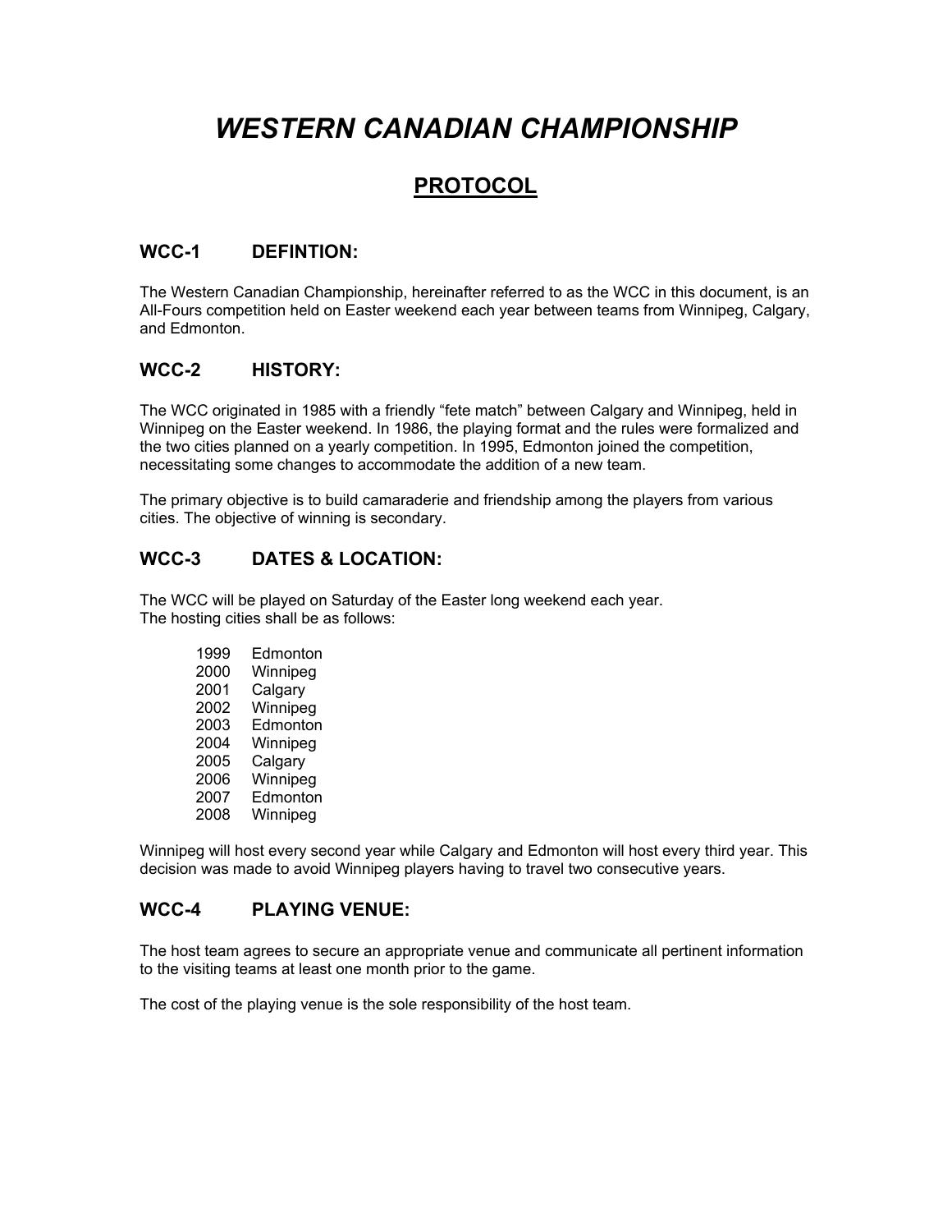# *WESTERN CANADIAN CHAMPIONSHIP*

## PROTOCOL

### WCC-1 DEFINTION:

The Western Canadian Championship, hereinafter referred to as the WCC in this document, is an All-Fours competition held on Easter weekend each year between teams from Winnipeg, Calgary, and Edmonton.

### WCC-2 HISTORY:

The WCC originated in 1985 with a friendly "fete match" between Calgary and Winnipeg, held in Winnipeg on the Easter weekend. In 1986, the playing format and the rules were formalized and the two cities planned on a yearly competition. In 1995, Edmonton joined the competition, necessitating some changes to accommodate the addition of a new team.

The primary objective is to build camaraderie and friendship among the players from various cities. The objective of winning is secondary.

### WCC-3 DATES & LOCATION:

The WCC will be played on Saturday of the Easter long weekend each year.
The hosting cities shall be as follows:

| | |
|---|---|
| 1999 | Edmonton |
| 2000 | Winnipeg |
| 2001 | Calgary |
| 2002 | Winnipeg |
| 2003 | Edmonton |
| 2004 | Winnipeg |
| 2005 | Calgary |
| 2006 | Winnipeg |
| 2007 | Edmonton |
| 2008 | Winnipeg |

Winnipeg will host every second year while Calgary and Edmonton will host every third year. This decision was made to avoid Winnipeg players having to travel two consecutive years.

### WCC-4 PLAYING VENUE:

The host team agrees to secure an appropriate venue and communicate all pertinent information to the visiting teams at least one month prior to the game.

The cost of the playing venue is the sole responsibility of the host team.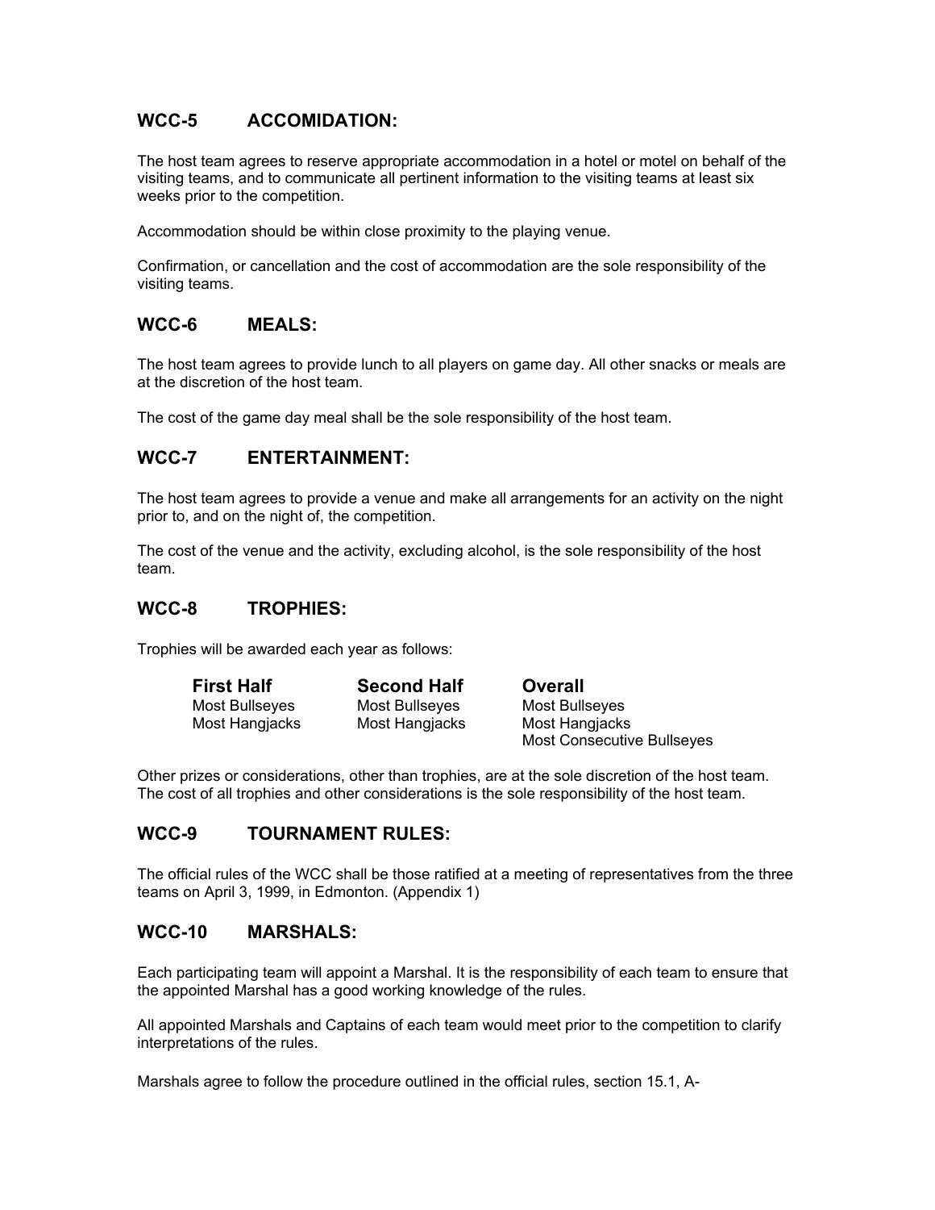## WCC-5 ACCOMIDATION:

The host team agrees to reserve appropriate accommodation in a hotel or motel on behalf of the visiting teams, and to communicate all pertinent information to the visiting teams at least six weeks prior to the competition.

Accommodation should be within close proximity to the playing venue.

Confirmation, or cancellation and the cost of accommodation are the sole responsibility of the visiting teams.

## WCC-6 MEALS:

The host team agrees to provide lunch to all players on game day. All other snacks or meals are at the discretion of the host team.

The cost of the game day meal shall be the sole responsibility of the host team.

## WCC-7 ENTERTAINMENT:

The host team agrees to provide a venue and make all arrangements for an activity on the night prior to, and on the night of, the competition.

The cost of the venue and the activity, excluding alcohol, is the sole responsibility of the host team.

## WCC-8 TROPHIES:

Trophies will be awarded each year as follows:

| **First Half** | **Second Half** | **Overall** |
|---|---|---|
| Most Bullseyes | Most Bullseyes | Most Bullseyes |
| Most Hangjacks | Most Hangjacks | Most Hangjacks |
| | | Most Consecutive Bullseyes |

Other prizes or considerations, other than trophies, are at the sole discretion of the host team. The cost of all trophies and other considerations is the sole responsibility of the host team.

## WCC-9 TOURNAMENT RULES:

The official rules of the WCC shall be those ratified at a meeting of representatives from the three teams on April 3, 1999, in Edmonton. (Appendix 1)

## WCC-10 MARSHALS:

Each participating team will appoint a Marshal. It is the responsibility of each team to ensure that the appointed Marshal has a good working knowledge of the rules.

All appointed Marshals and Captains of each team would meet prior to the competition to clarify interpretations of the rules.

Marshals agree to follow the procedure outlined in the official rules, section 15.1, A-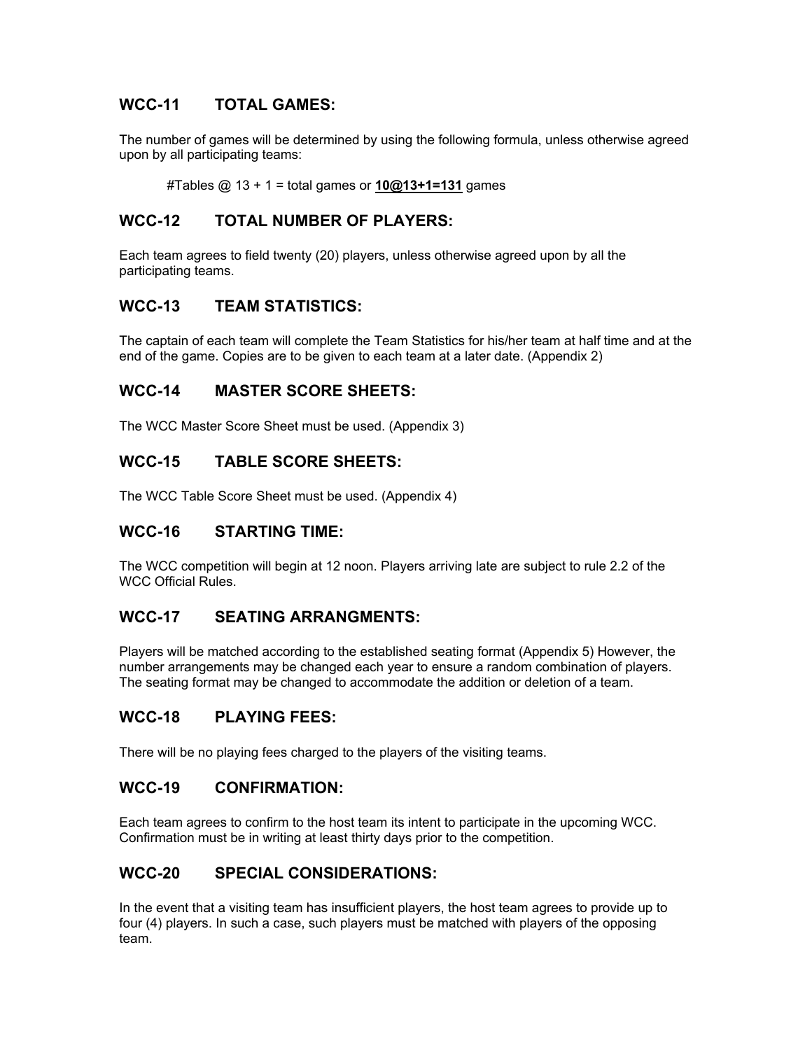## WCC-11 TOTAL GAMES:

The number of games will be determined by using the following formula, unless otherwise agreed upon by all participating teams:

#Tables @ 13 + 1 = total games or **10@13+1=131** games

## WCC-12 TOTAL NUMBER OF PLAYERS:

Each team agrees to field twenty (20) players, unless otherwise agreed upon by all the participating teams.

## WCC-13 TEAM STATISTICS:

The captain of each team will complete the Team Statistics for his/her team at half time and at the end of the game. Copies are to be given to each team at a later date. (Appendix 2)

## WCC-14 MASTER SCORE SHEETS:

The WCC Master Score Sheet must be used. (Appendix 3)

## WCC-15 TABLE SCORE SHEETS:

The WCC Table Score Sheet must be used. (Appendix 4)

## WCC-16 STARTING TIME:

The WCC competition will begin at 12 noon. Players arriving late are subject to rule 2.2 of the WCC Official Rules.

## WCC-17 SEATING ARRANGMENTS:

Players will be matched according to the established seating format (Appendix 5) However, the number arrangements may be changed each year to ensure a random combination of players. The seating format may be changed to accommodate the addition or deletion of a team.

## WCC-18 PLAYING FEES:

There will be no playing fees charged to the players of the visiting teams.

## WCC-19 CONFIRMATION:

Each team agrees to confirm to the host team its intent to participate in the upcoming WCC. Confirmation must be in writing at least thirty days prior to the competition.

## WCC-20 SPECIAL CONSIDERATIONS:

In the event that a visiting team has insufficient players, the host team agrees to provide up to four (4) players. In such a case, such players must be matched with players of the opposing team.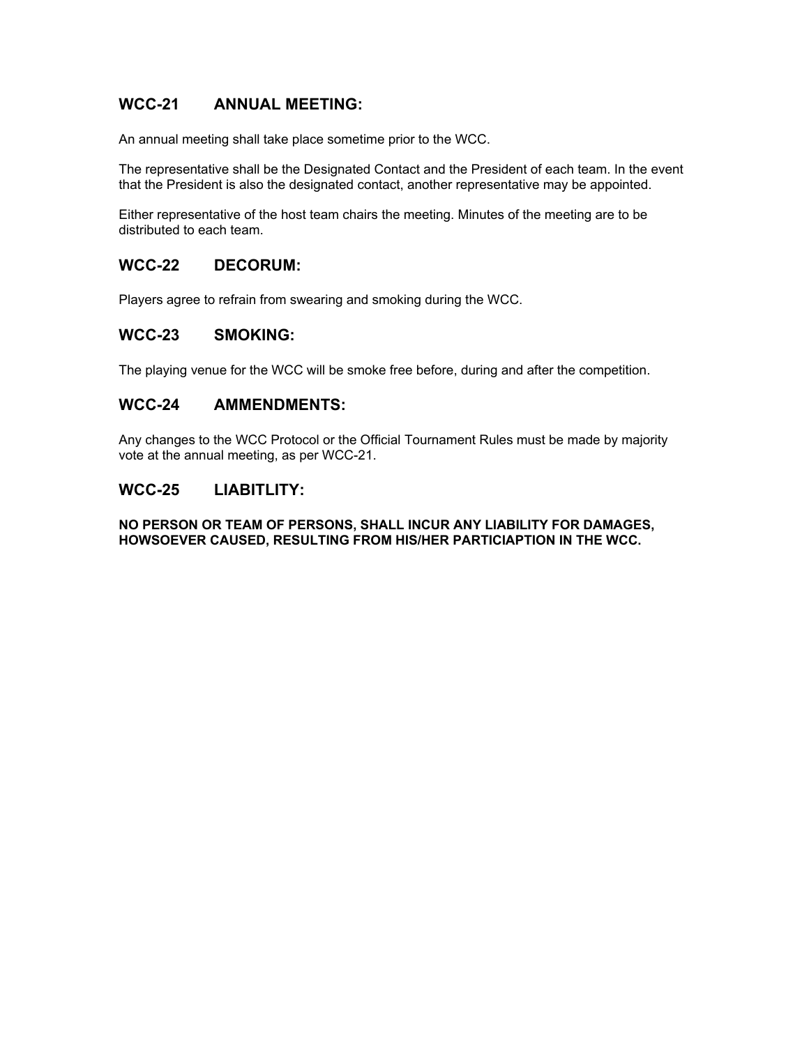## WCC-21 ANNUAL MEETING:

An annual meeting shall take place sometime prior to the WCC.

The representative shall be the Designated Contact and the President of each team. In the event that the President is also the designated contact, another representative may be appointed.

Either representative of the host team chairs the meeting. Minutes of the meeting are to be distributed to each team.

## WCC-22 DECORUM:

Players agree to refrain from swearing and smoking during the WCC.

## WCC-23 SMOKING:

The playing venue for the WCC will be smoke free before, during and after the competition.

## WCC-24 AMMENDMENTS:

Any changes to the WCC Protocol or the Official Tournament Rules must be made by majority vote at the annual meeting, as per WCC-21.

## WCC-25 LIABITLITY:

**NO PERSON OR TEAM OF PERSONS, SHALL INCUR ANY LIABILITY FOR DAMAGES, HOWSOEVER CAUSED, RESULTING FROM HIS/HER PARTICIAPTION IN THE WCC.**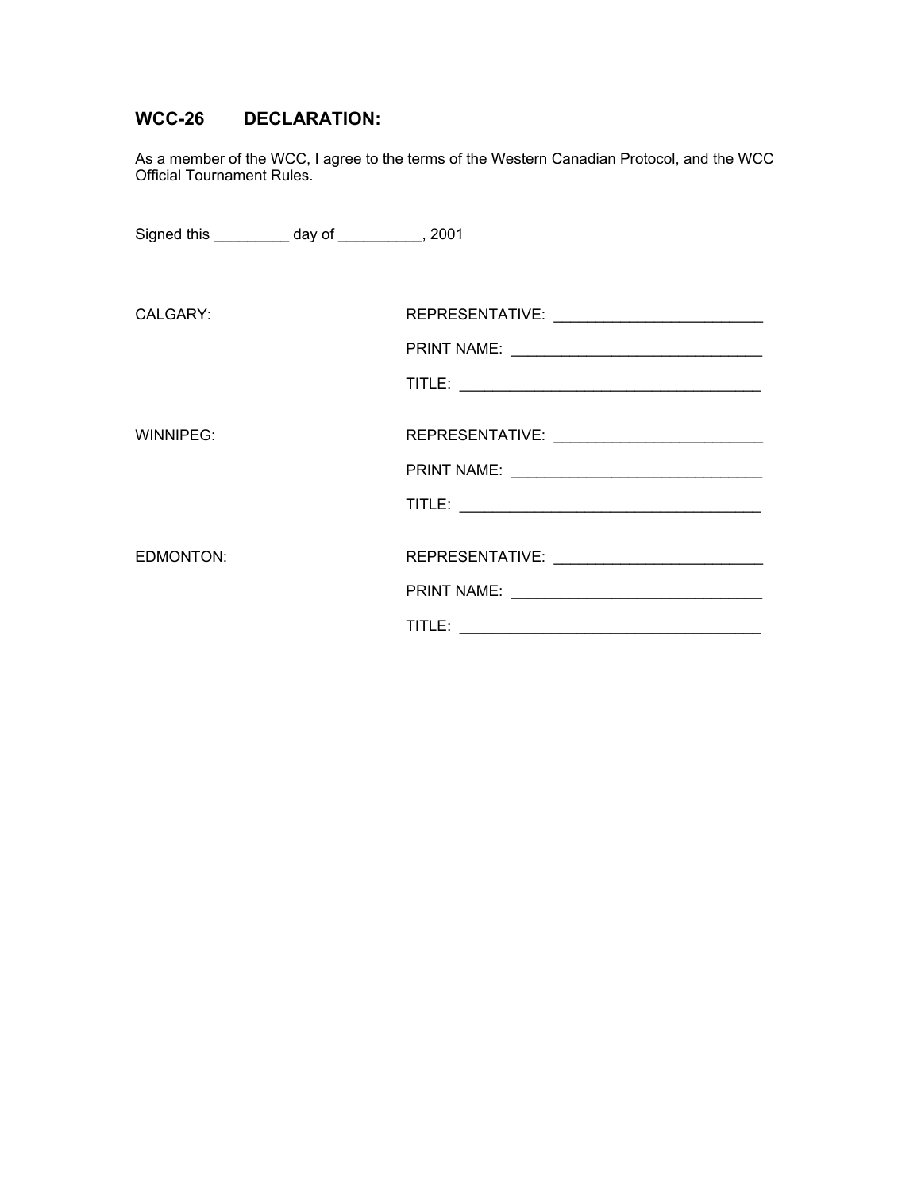## WCC-26 DECLARATION:

As a member of the WCC, I agree to the terms of the Western Canadian Protocol, and the WCC Official Tournament Rules.

Signed this _________ day of __________, 2001

CALGARY:

REPRESENTATIVE: _________________________

PRINT NAME: ______________________________

TITLE: ____________________________________

WINNIPEG:

REPRESENTATIVE: _________________________

PRINT NAME: ______________________________

TITLE: ____________________________________

EDMONTON:

REPRESENTATIVE: _________________________

PRINT NAME: ______________________________

TITLE: ____________________________________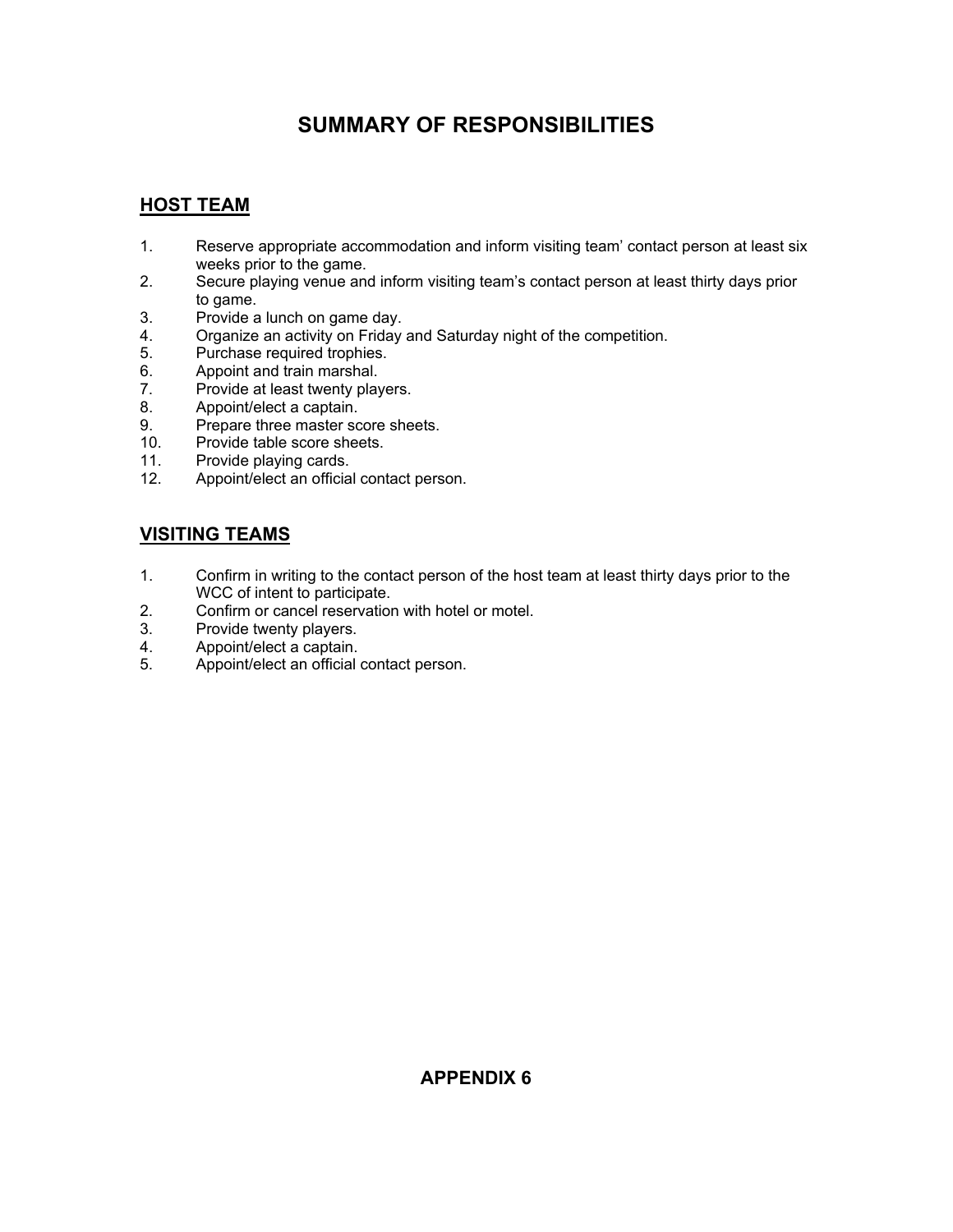# SUMMARY OF RESPONSIBILITIES

## HOST TEAM

1. Reserve appropriate accommodation and inform visiting team' contact person at least six weeks prior to the game.
2. Secure playing venue and inform visiting team's contact person at least thirty days prior to game.
3. Provide a lunch on game day.
4. Organize an activity on Friday and Saturday night of the competition.
5. Purchase required trophies.
6. Appoint and train marshal.
7. Provide at least twenty players.
8. Appoint/elect a captain.
9. Prepare three master score sheets.
10. Provide table score sheets.
11. Provide playing cards.
12. Appoint/elect an official contact person.

## VISITING TEAMS

1. Confirm in writing to the contact person of the host team at least thirty days prior to the WCC of intent to participate.
2. Confirm or cancel reservation with hotel or motel.
3. Provide twenty players.
4. Appoint/elect a captain.
5. Appoint/elect an official contact person.

**APPENDIX 6**